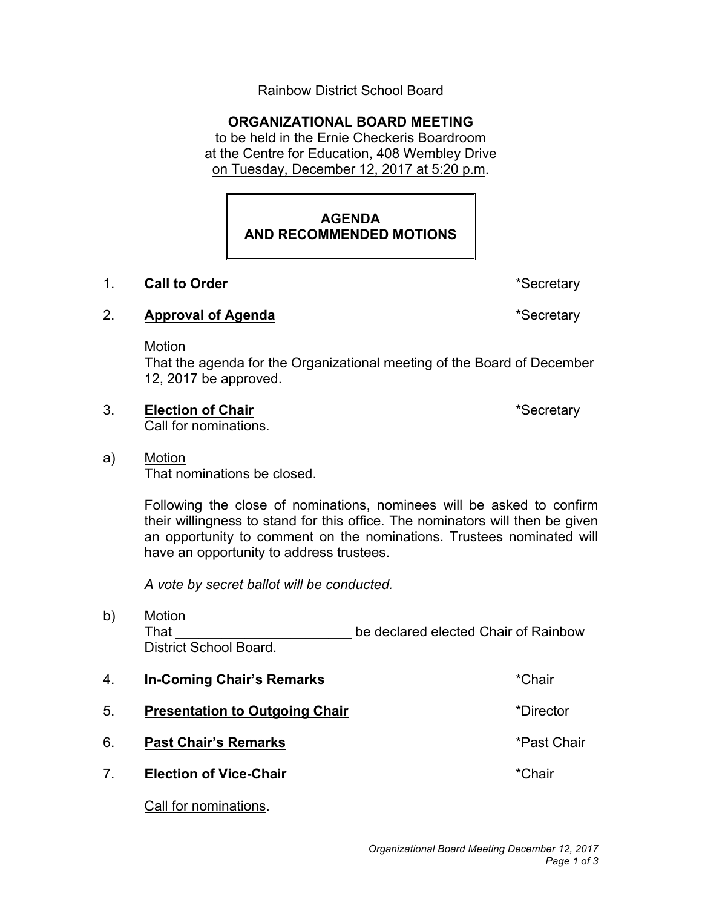Rainbow District School Board

**ORGANIZATIONAL BOARD MEETING**
to be held in the Ernie Checkeris Boardroom
at the Centre for Education, 408 Wembley Drive
on Tuesday, December 12, 2017 at 5:20 p.m.

## AGENDA AND RECOMMENDED MOTIONS

1. **Call to Order** *Secretary

2. **Approval of Agenda** *Secretary

   Motion
   That the agenda for the Organizational meeting of the Board of December 12, 2017 be approved.

3. **Election of Chair** *Secretary
   Call for nominations.

a) Motion
   That nominations be closed.

   Following the close of nominations, nominees will be asked to confirm their willingness to stand for this office. The nominators will then be given an opportunity to comment on the nominations. Trustees nominated will have an opportunity to address trustees.

   *A vote by secret ballot will be conducted.*

b) Motion
   That ______________________ be declared elected Chair of Rainbow District School Board.

4. **In-Coming Chair's Remarks** *Chair

5. **Presentation to Outgoing Chair** *Director

6. **Past Chair's Remarks** *Past Chair

7. **Election of Vice-Chair** *Chair

   Call for nominations.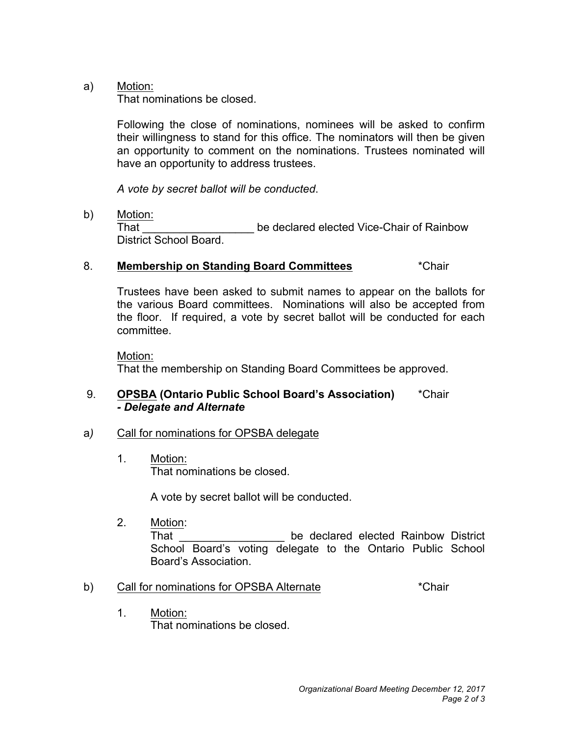a) Motion:
That nominations be closed.

Following the close of nominations, nominees will be asked to confirm their willingness to stand for this office. The nominators will then be given an opportunity to comment on the nominations. Trustees nominated will have an opportunity to address trustees.

*A vote by secret ballot will be conducted.*

b) Motion:
That __________________ be declared elected Vice-Chair of Rainbow District School Board.

8. **Membership on Standing Board Committees** *Chair

Trustees have been asked to submit names to appear on the ballots for the various Board committees. Nominations will also be accepted from the floor. If required, a vote by secret ballot will be conducted for each committee.

Motion:
That the membership on Standing Board Committees be approved.

9. **OPSBA (Ontario Public School Board's Association)** *Chair
***- Delegate and Alternate***

a) Call for nominations for OPSBA delegate

1. Motion:
   That nominations be closed.

   A vote by secret ballot will be conducted.

2. Motion:
   That _________________ be declared elected Rainbow District School Board's voting delegate to the Ontario Public School Board's Association.

b) Call for nominations for OPSBA Alternate *Chair

1. Motion:
   That nominations be closed.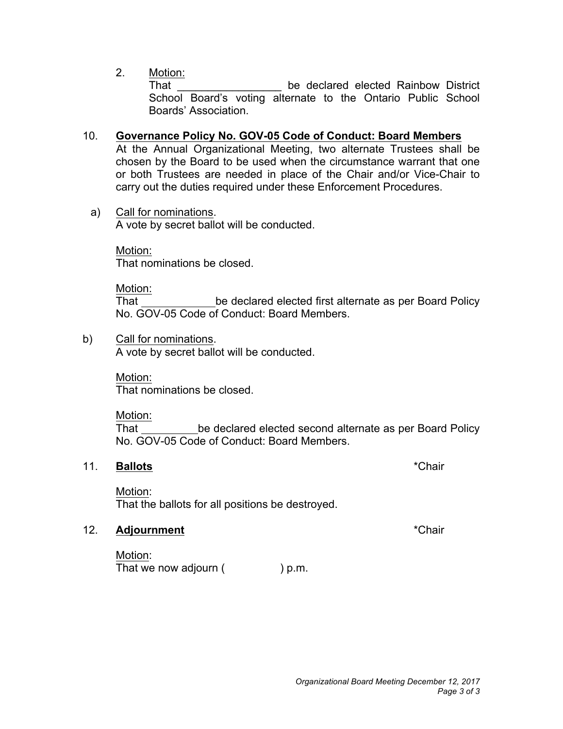2. Motion:
   That \_\_\_\_\_\_\_\_\_\_\_\_\_\_\_\_\_ be declared elected Rainbow District School Board's voting alternate to the Ontario Public School Boards' Association.

10. **Governance Policy No. GOV-05 Code of Conduct: Board Members**

At the Annual Organizational Meeting, two alternate Trustees shall be chosen by the Board to be used when the circumstance warrant that one or both Trustees are needed in place of the Chair and/or Vice-Chair to carry out the duties required under these Enforcement Procedures.

a) Call for nominations.
A vote by secret ballot will be conducted.

Motion:
That nominations be closed.

Motion:
That \_\_\_\_\_\_\_\_\_\_\_\_ be declared elected first alternate as per Board Policy No. GOV-05 Code of Conduct: Board Members.

b) Call for nominations.
A vote by secret ballot will be conducted.

Motion:
That nominations be closed.

Motion:
That \_\_\_\_\_\_\_\_\_ be declared elected second alternate as per Board Policy No. GOV-05 Code of Conduct: Board Members.

11. **Ballots** *Chair

Motion:
That the ballots for all positions be destroyed.

12. **Adjournment** *Chair

Motion:
That we now adjourn (              ) p.m.